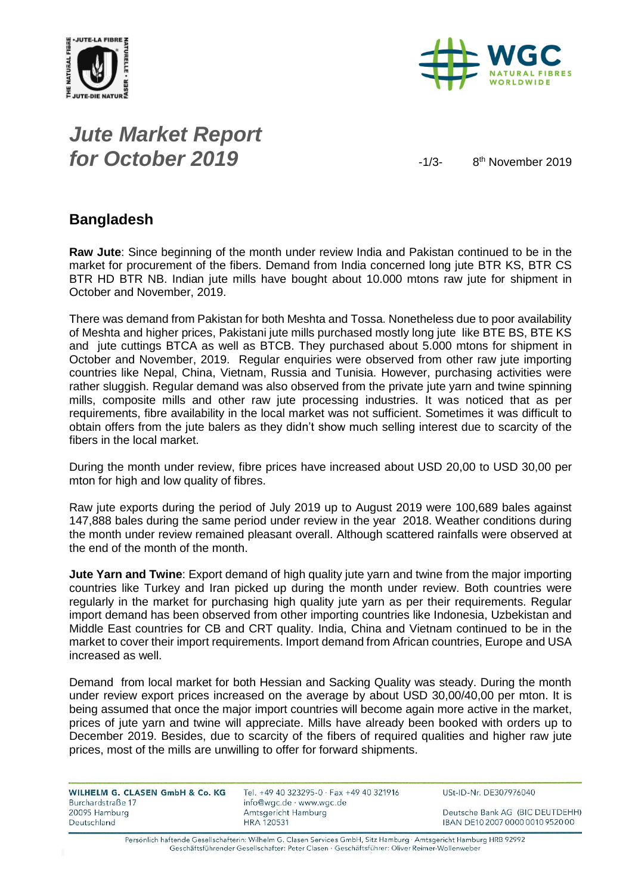# *Jute Market Report for October 2019*

8th November 2019

## Bangladesh

**Raw Jute**: Since beginning of the month under review India and Pakistan continued to be in the market for procurement of the fibers. Demand from India concerned long jute BTR KS, BTR CS BTR HD BTR NB. Indian jute mills have bought about 10.000 mtons raw jute for shipment in October and November, 2019.

There was demand from Pakistan for both Meshta and Tossa. Nonetheless due to poor availability of Meshta and higher prices, Pakistani jute mills purchased mostly long jute like BTE BS, BTE KS and jute cuttings BTCA as well as BTCB. They purchased about 5.000 mtons for shipment in October and November, 2019. Regular enquiries were observed from other raw jute importing countries like Nepal, China, Vietnam, Russia and Tunisia. However, purchasing activities were rather sluggish. Regular demand was also observed from the private jute yarn and twine spinning mills, composite mills and other raw jute processing industries. It was noticed that as per requirements, fibre availability in the local market was not sufficient. Sometimes it was difficult to obtain offers from the jute balers as they didn't show much selling interest due to scarcity of the fibers in the local market.

During the month under review, fibre prices have increased about USD 20,00 to USD 30,00 per mton for high and low quality of fibres.

Raw jute exports during the period of July 2019 up to August 2019 were 100,689 bales against 147,888 bales during the same period under review in the year 2018. Weather conditions during the month under review remained pleasant overall. Although scattered rainfalls were observed at the end of the month of the month.

**Jute Yarn and Twine**: Export demand of high quality jute yarn and twine from the major importing countries like Turkey and Iran picked up during the month under review. Both countries were regularly in the market for purchasing high quality jute yarn as per their requirements. Regular import demand has been observed from other importing countries like Indonesia, Uzbekistan and Middle East countries for CB and CRT quality. India, China and Vietnam continued to be in the market to cover their import requirements. Import demand from African countries, Europe and USA increased as well.

Demand from local market for both Hessian and Sacking Quality was steady. During the month under review export prices increased on the average by about USD 30,00/40,00 per mton. It is being assumed that once the major import countries will become again more active in the market, prices of jute yarn and twine will appreciate. Mills have already been booked with orders up to December 2019. Besides, due to scarcity of the fibers of required qualities and higher raw jute prices, most of the mills are unwilling to offer for forward shipments.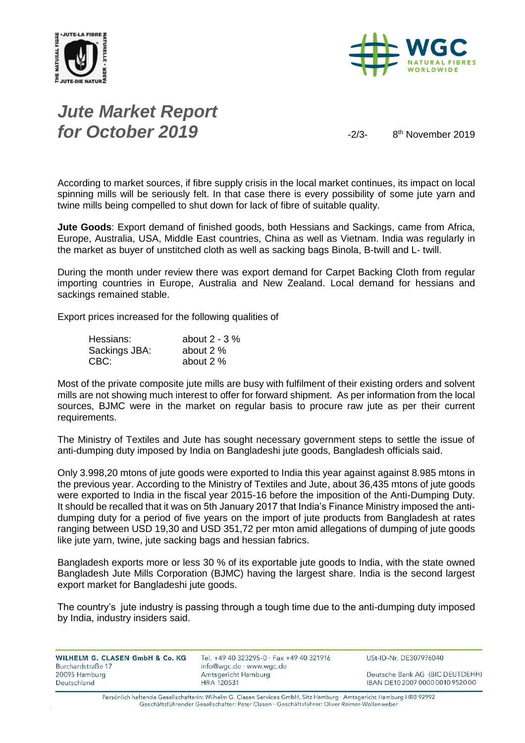# *Jute Market Report for October 2019*

8th November 2019

According to market sources, if fibre supply crisis in the local market continues, its impact on local spinning mills will be seriously felt. In that case there is every possibility of some jute yarn and twine mills being compelled to shut down for lack of fibre of suitable quality.

**Jute Goods**: Export demand of finished goods, both Hessians and Sackings, came from Africa, Europe, Australia, USA, Middle East countries, China as well as Vietnam. India was regularly in the market as buyer of unstitched cloth as well as sacking bags Binola, B-twill and L- twill.

During the month under review there was export demand for Carpet Backing Cloth from regular importing countries in Europe, Australia and New Zealand. Local demand for hessians and sackings remained stable.

Export prices increased for the following qualities of

| | |
|---|---|
| Hessians: | about 2 - 3 % |
| Sackings JBA: | about 2 % |
| CBC: | about 2 % |

Most of the private composite jute mills are busy with fulfilment of their existing orders and solvent mills are not showing much interest to offer for forward shipment. As per information from the local sources, BJMC were in the market on regular basis to procure raw jute as per their current requirements.

The Ministry of Textiles and Jute has sought necessary government steps to settle the issue of anti-dumping duty imposed by India on Bangladeshi jute goods, Bangladesh officials said.

Only 3.998,20 mtons of jute goods were exported to India this year against against 8.985 mtons in the previous year. According to the Ministry of Textiles and Jute, about 36,435 mtons of jute goods were exported to India in the fiscal year 2015-16 before the imposition of the Anti-Dumping Duty. It should be recalled that it was on 5th January 2017 that India's Finance Ministry imposed the anti-dumping duty for a period of five years on the import of jute products from Bangladesh at rates ranging between USD 19,30 and USD 351,72 per mton amid allegations of dumping of jute goods like jute yarn, twine, jute sacking bags and hessian fabrics.

Bangladesh exports more or less 30 % of its exportable jute goods to India, with the state owned Bangladesh Jute Mills Corporation (BJMC) having the largest share. India is the second largest export market for Bangladeshi jute goods.

The country's jute industry is passing through a tough time due to the anti-dumping duty imposed by India, industry insiders said.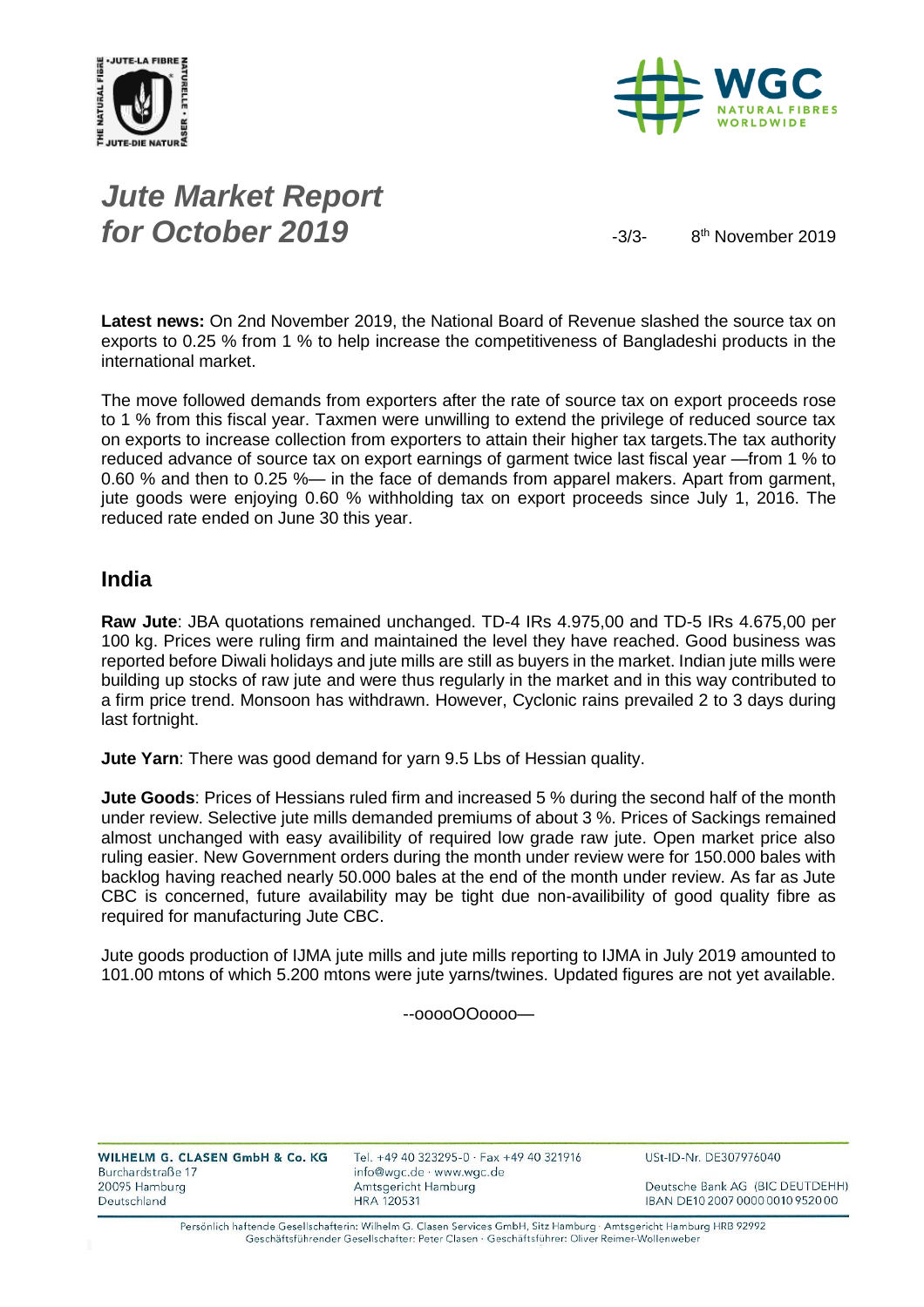# *Jute Market Report for October 2019*

8th November 2019

**Latest news:** On 2nd November 2019, the National Board of Revenue slashed the source tax on exports to 0.25 % from 1 % to help increase the competitiveness of Bangladeshi products in the international market.

The move followed demands from exporters after the rate of source tax on export proceeds rose to 1 % from this fiscal year. Taxmen were unwilling to extend the privilege of reduced source tax on exports to increase collection from exporters to attain their higher tax targets.The tax authority reduced advance of source tax on export earnings of garment twice last fiscal year —from 1 % to 0.60 % and then to 0.25 %— in the face of demands from apparel makers. Apart from garment, jute goods were enjoying 0.60 % withholding tax on export proceeds since July 1, 2016. The reduced rate ended on June 30 this year.

## India

**Raw Jute**: JBA quotations remained unchanged. TD-4 IRs 4.975,00 and TD-5 IRs 4.675,00 per 100 kg. Prices were ruling firm and maintained the level they have reached. Good business was reported before Diwali holidays and jute mills are still as buyers in the market. Indian jute mills were building up stocks of raw jute and were thus regularly in the market and in this way contributed to a firm price trend. Monsoon has withdrawn. However, Cyclonic rains prevailed 2 to 3 days during last fortnight.

**Jute Yarn**: There was good demand for yarn 9.5 Lbs of Hessian quality.

**Jute Goods**: Prices of Hessians ruled firm and increased 5 % during the second half of the month under review. Selective jute mills demanded premiums of about 3 %. Prices of Sackings remained almost unchanged with easy availibility of required low grade raw jute. Open market price also ruling easier. New Government orders during the month under review were for 150.000 bales with backlog having reached nearly 50.000 bales at the end of the month under review. As far as Jute CBC is concerned, future availability may be tight due non-availibility of good quality fibre as required for manufacturing Jute CBC.

Jute goods production of IJMA jute mills and jute mills reporting to IJMA in July 2019 amounted to 101.00 mtons of which 5.200 mtons were jute yarns/twines. Updated figures are not yet available.

--ooooOOoooo—